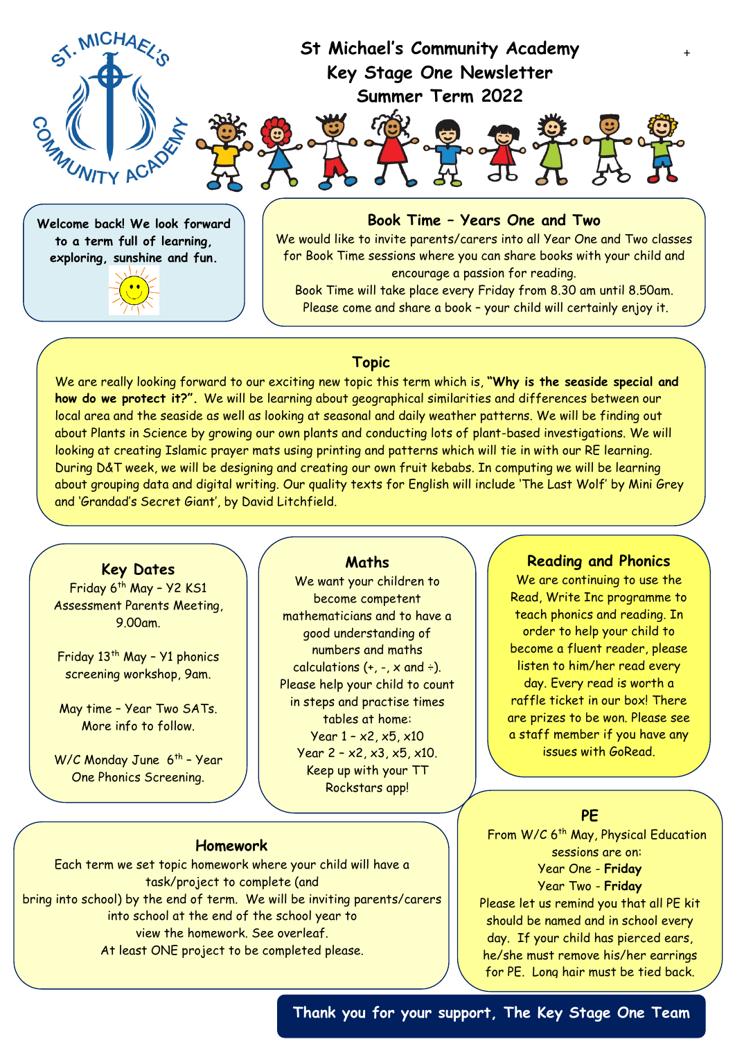# St Michael's Community Academy
## Key Stage One Newsletter
## Summer Term 2022

**Welcome back! We look forward to a term full of learning, exploring, sunshine and fun.**

### Book Time – Years One and Two

We would like to invite parents/carers into all Year One and Two classes for Book Time sessions where you can share books with your child and encourage a passion for reading.
Book Time will take place every Friday from 8.30 am until 8.50am.
Please come and share a book – your child will certainly enjoy it.

### Topic

We are really looking forward to our exciting new topic this term which is, **"Why is the seaside special and how do we protect it?".** We will be learning about geographical similarities and differences between our local area and the seaside as well as looking at seasonal and daily weather patterns. We will be finding out about Plants in Science by growing our own plants and conducting lots of plant-based investigations. We will looking at creating Islamic prayer mats using printing and patterns which will tie in with our RE learning. During D&T week, we will be designing and creating our own fruit kebabs. In computing we will be learning about grouping data and digital writing. Our quality texts for English will include 'The Last Wolf' by Mini Grey and 'Grandad's Secret Giant', by David Litchfield.

### Key Dates

Friday 6th May – Y2 KS1 Assessment Parents Meeting, 9.00am.

Friday 13th May – Y1 phonics screening workshop, 9am.

May time – Year Two SATs. More info to follow.

W/C Monday June 6th – Year One Phonics Screening.

### Maths

We want your children to become competent mathematicians and to have a good understanding of numbers and maths calculations (+, -, x and ÷).
Please help your child to count in steps and practise times tables at home:
Year 1 – x2, x5, x10
Year 2 – x2, x3, x5, x10.
Keep up with your TT Rockstars app!

### Reading and Phonics

We are continuing to use the Read, Write Inc programme to teach phonics and reading. In order to help your child to become a fluent reader, please listen to him/her read every day. Every read is worth a raffle ticket in our box! There are prizes to be won. Please see a staff member if you have any issues with GoRead.

### Homework

Each term we set topic homework where your child will have a task/project to complete (and bring into school) by the end of term. We will be inviting parents/carers into school at the end of the school year to view the homework. See overleaf.
At least ONE project to be completed please.

### PE

From W/C 6th May, Physical Education sessions are on:
Year One - **Friday**
Year Two - **Friday**
Please let us remind you that all PE kit should be named and in school every day. If your child has pierced ears, he/she must remove his/her earrings for PE. Long hair must be tied back.

**Thank you for your support, The Key Stage One Team**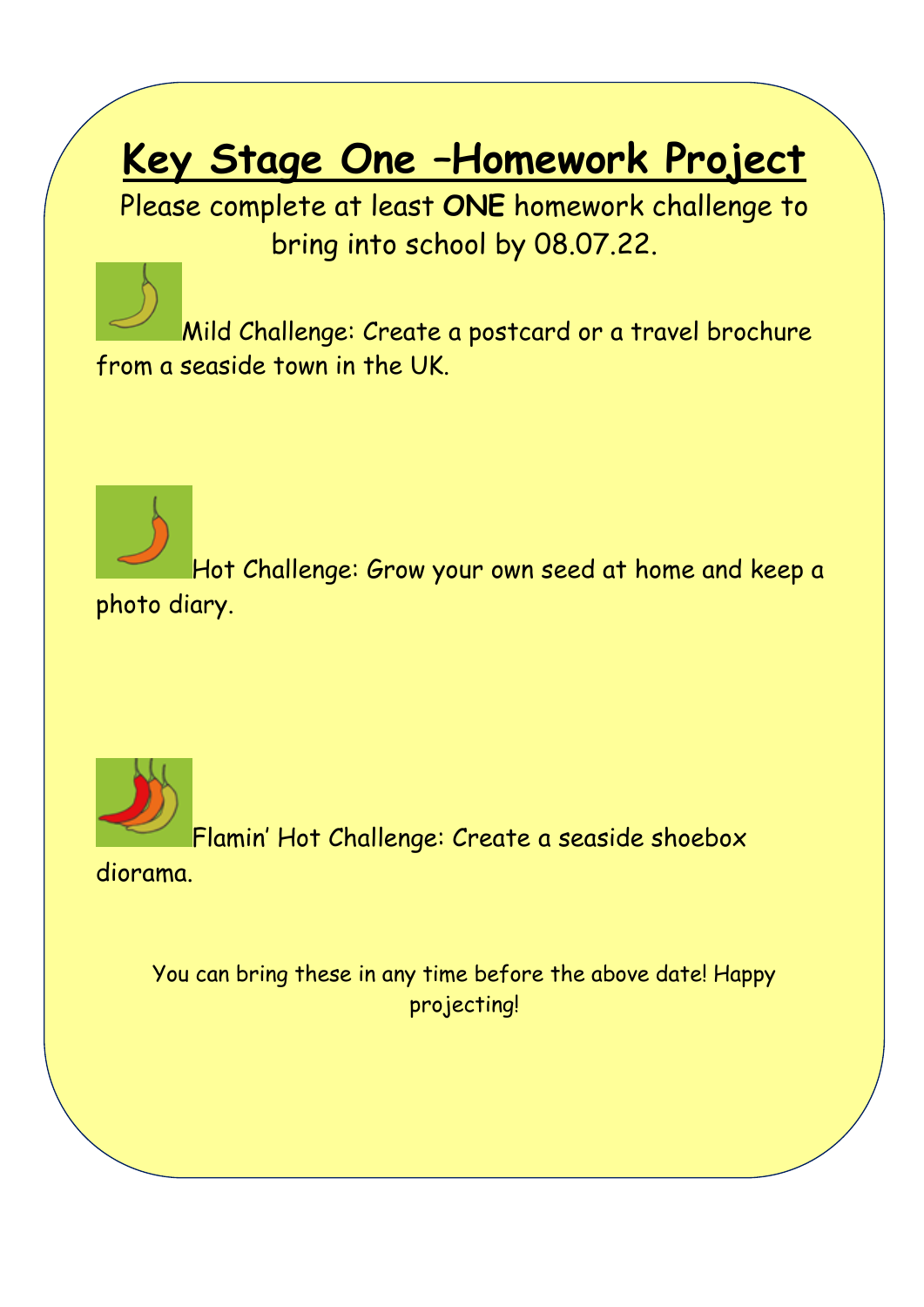# Key Stage One –Homework Project

Please complete at least **ONE** homework challenge to bring into school by 08.07.22.

Mild Challenge: Create a postcard or a travel brochure from a seaside town in the UK.

Hot Challenge: Grow your own seed at home and keep a photo diary.

Flamin' Hot Challenge: Create a seaside shoebox diorama.

You can bring these in any time before the above date! Happy projecting!